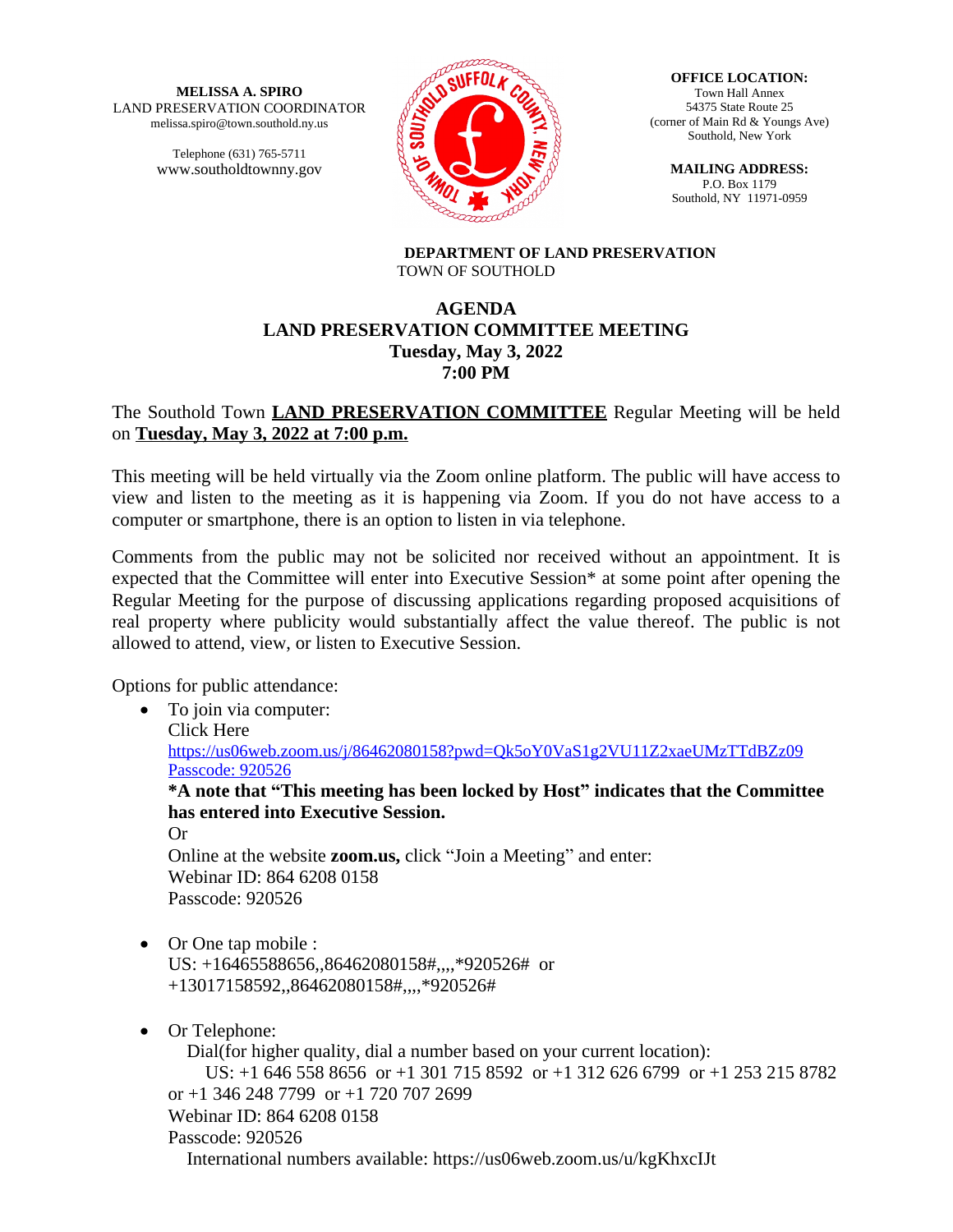**MELISSA A. SPIRO**
LAND PRESERVATION COORDINATOR
melissa.spiro@town.southold.ny.us

Telephone (631) 765-5711
www.southoldtownny.gov

**OFFICE LOCATION:**
Town Hall Annex
54375 State Route 25
(corner of Main Rd & Youngs Ave)
Southold, New York

**MAILING ADDRESS:**
P.O. Box 1179
Southold, NY 11971-0959

**DEPARTMENT OF LAND PRESERVATION**
TOWN OF SOUTHOLD

# AGENDA
# LAND PRESERVATION COMMITTEE MEETING
## Tuesday, May 3, 2022
## 7:00 PM

The Southold Town **LAND PRESERVATION COMMITTEE** Regular Meeting will be held on **Tuesday, May 3, 2022 at 7:00 p.m.**

This meeting will be held virtually via the Zoom online platform. The public will have access to view and listen to the meeting as it is happening via Zoom. If you do not have access to a computer or smartphone, there is an option to listen in via telephone.

Comments from the public may not be solicited nor received without an appointment. It is expected that the Committee will enter into Executive Session* at some point after opening the Regular Meeting for the purpose of discussing applications regarding proposed acquisitions of real property where publicity would substantially affect the value thereof. The public is not allowed to attend, view, or listen to Executive Session.

Options for public attendance:

- To join via computer:
  Click Here
  https://us06web.zoom.us/j/86462080158?pwd=Qk5oY0VaS1g2VU11Z2xaeUMzTTdBZz09
  Passcode: 920526
  **\*A note that "This meeting has been locked by Host" indicates that the Committee has entered into Executive Session.**
  Or
  Online at the website **zoom.us,** click "Join a Meeting" and enter:
  Webinar ID: 864 6208 0158
  Passcode: 920526

- Or One tap mobile :
  US: +16465588656,,86462080158#,,,,*920526# or
  +13017158592,,86462080158#,,,,*920526#

- Or Telephone:
  Dial(for higher quality, dial a number based on your current location):
  US: +1 646 558 8656 or +1 301 715 8592 or +1 312 626 6799 or +1 253 215 8782 or +1 346 248 7799 or +1 720 707 2699
  Webinar ID: 864 6208 0158
  Passcode: 920526
  International numbers available: https://us06web.zoom.us/u/kgKhxcIJt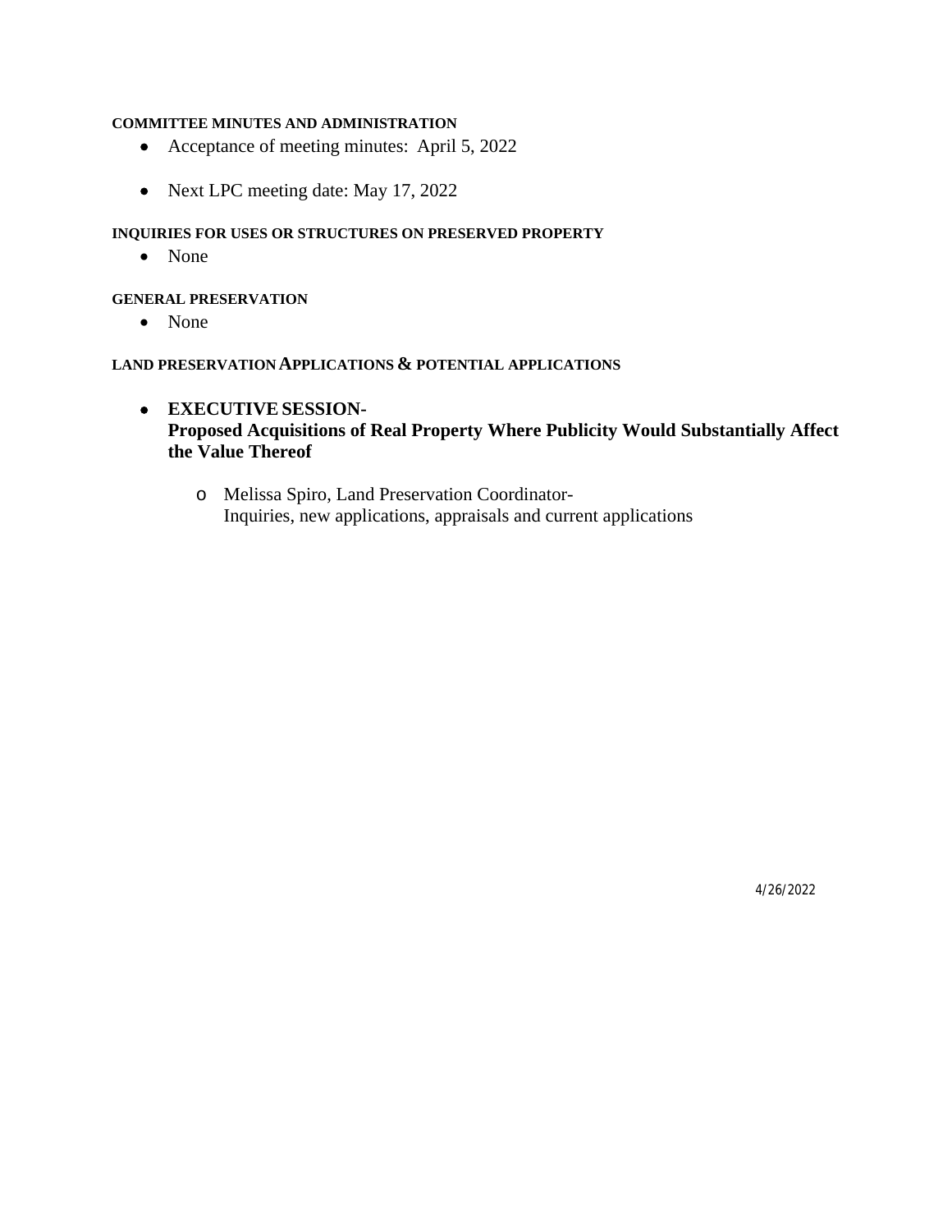**COMMITTEE MINUTES AND ADMINISTRATION**

- Acceptance of meeting minutes: April 5, 2022
- Next LPC meeting date: May 17, 2022

**INQUIRIES FOR USES OR STRUCTURES ON PRESERVED PROPERTY**

- None

**GENERAL PRESERVATION**

- None

**LAND PRESERVATION APPLICATIONS & POTENTIAL APPLICATIONS**

- **EXECUTIVE SESSION-**
  **Proposed Acquisitions of Real Property Where Publicity Would Substantially Affect the Value Thereof**
  - Melissa Spiro, Land Preservation Coordinator-
    Inquiries, new applications, appraisals and current applications

4/26/2022